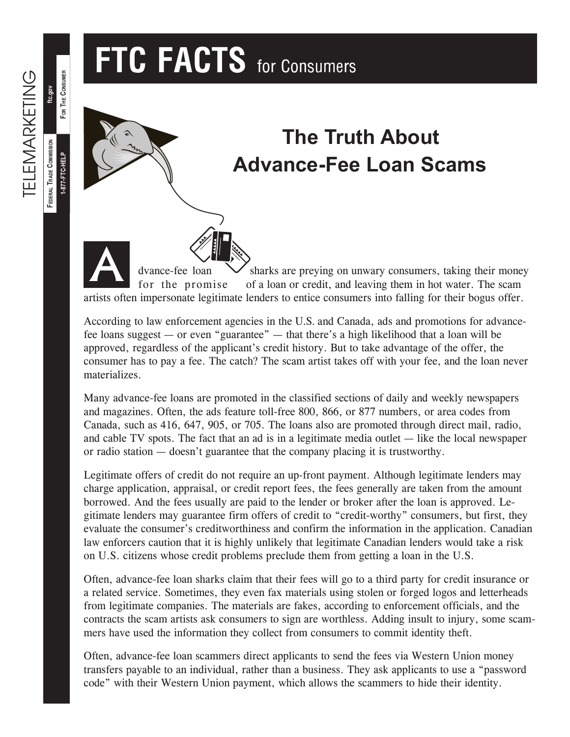# FTC FACTS for Consumers

TELEMARKETING

Federal Trade Commission | 1-877-FTC-HELP | ftc.gov | For The Consumer

## The Truth About Advance-Fee Loan Scams

Advance-fee loan sharks are preying on unwary consumers, taking their money for the promise of a loan or credit, and leaving them in hot water. The scam artists often impersonate legitimate lenders to entice consumers into falling for their bogus offer.

According to law enforcement agencies in the U.S. and Canada, ads and promotions for advance-fee loans suggest — or even "guarantee" — that there's a high likelihood that a loan will be approved, regardless of the applicant's credit history. But to take advantage of the offer, the consumer has to pay a fee. The catch? The scam artist takes off with your fee, and the loan never materializes.

Many advance-fee loans are promoted in the classified sections of daily and weekly newspapers and magazines. Often, the ads feature toll-free 800, 866, or 877 numbers, or area codes from Canada, such as 416, 647, 905, or 705. The loans also are promoted through direct mail, radio, and cable TV spots. The fact that an ad is in a legitimate media outlet — like the local newspaper or radio station — doesn't guarantee that the company placing it is trustworthy.

Legitimate offers of credit do not require an up-front payment. Although legitimate lenders may charge application, appraisal, or credit report fees, the fees generally are taken from the amount borrowed. And the fees usually are paid to the lender or broker after the loan is approved. Legitimate lenders may guarantee firm offers of credit to "credit-worthy" consumers, but first, they evaluate the consumer's creditworthiness and confirm the information in the application. Canadian law enforcers caution that it is highly unlikely that legitimate Canadian lenders would take a risk on U.S. citizens whose credit problems preclude them from getting a loan in the U.S.

Often, advance-fee loan sharks claim that their fees will go to a third party for credit insurance or a related service. Sometimes, they even fax materials using stolen or forged logos and letterheads from legitimate companies. The materials are fakes, according to enforcement officials, and the contracts the scam artists ask consumers to sign are worthless. Adding insult to injury, some scammers have used the information they collect from consumers to commit identity theft.

Often, advance-fee loan scammers direct applicants to send the fees via Western Union money transfers payable to an individual, rather than a business. They ask applicants to use a "password code" with their Western Union payment, which allows the scammers to hide their identity.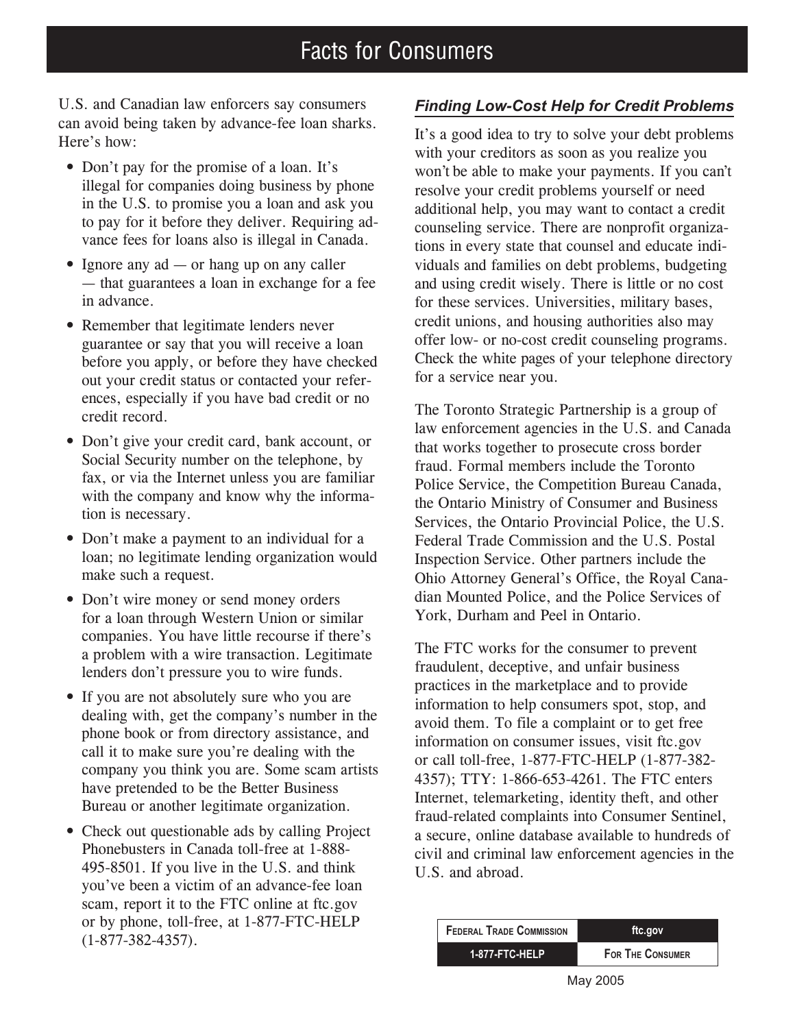# Facts for Consumers

U.S. and Canadian law enforcers say consumers can avoid being taken by advance-fee loan sharks. Here's how:

- Don't pay for the promise of a loan. It's illegal for companies doing business by phone in the U.S. to promise you a loan and ask you to pay for it before they deliver. Requiring advance fees for loans also is illegal in Canada.
- Ignore any ad — or hang up on any caller — that guarantees a loan in exchange for a fee in advance.
- Remember that legitimate lenders never guarantee or say that you will receive a loan before you apply, or before they have checked out your credit status or contacted your references, especially if you have bad credit or no credit record.
- Don't give your credit card, bank account, or Social Security number on the telephone, by fax, or via the Internet unless you are familiar with the company and know why the information is necessary.
- Don't make a payment to an individual for a loan; no legitimate lending organization would make such a request.
- Don't wire money or send money orders for a loan through Western Union or similar companies. You have little recourse if there's a problem with a wire transaction. Legitimate lenders don't pressure you to wire funds.
- If you are not absolutely sure who you are dealing with, get the company's number in the phone book or from directory assistance, and call it to make sure you're dealing with the company you think you are. Some scam artists have pretended to be the Better Business Bureau or another legitimate organization.
- Check out questionable ads by calling Project Phonebusters in Canada toll-free at 1-888-495-8501. If you live in the U.S. and think you've been a victim of an advance-fee loan scam, report it to the FTC online at ftc.gov or by phone, toll-free, at 1-877-FTC-HELP (1-877-382-4357).

## *Finding Low-Cost Help for Credit Problems*

It's a good idea to try to solve your debt problems with your creditors as soon as you realize you won't be able to make your payments. If you can't resolve your credit problems yourself or need additional help, you may want to contact a credit counseling service. There are nonprofit organizations in every state that counsel and educate individuals and families on debt problems, budgeting and using credit wisely. There is little or no cost for these services. Universities, military bases, credit unions, and housing authorities also may offer low- or no-cost credit counseling programs. Check the white pages of your telephone directory for a service near you.

The Toronto Strategic Partnership is a group of law enforcement agencies in the U.S. and Canada that works together to prosecute cross border fraud. Formal members include the Toronto Police Service, the Competition Bureau Canada, the Ontario Ministry of Consumer and Business Services, the Ontario Provincial Police, the U.S. Federal Trade Commission and the U.S. Postal Inspection Service. Other partners include the Ohio Attorney General's Office, the Royal Canadian Mounted Police, and the Police Services of York, Durham and Peel in Ontario.

The FTC works for the consumer to prevent fraudulent, deceptive, and unfair business practices in the marketplace and to provide information to help consumers spot, stop, and avoid them. To file a complaint or to get free information on consumer issues, visit ftc.gov or call toll-free, 1-877-FTC-HELP (1-877-382-4357); TTY: 1-866-653-4261. The FTC enters Internet, telemarketing, identity theft, and other fraud-related complaints into Consumer Sentinel, a secure, online database available to hundreds of civil and criminal law enforcement agencies in the U.S. and abroad.

| | |
|---|---|
| FEDERAL TRADE COMMISSION | ftc.gov |
| 1-877-FTC-HELP | FOR THE CONSUMER |

May 2005